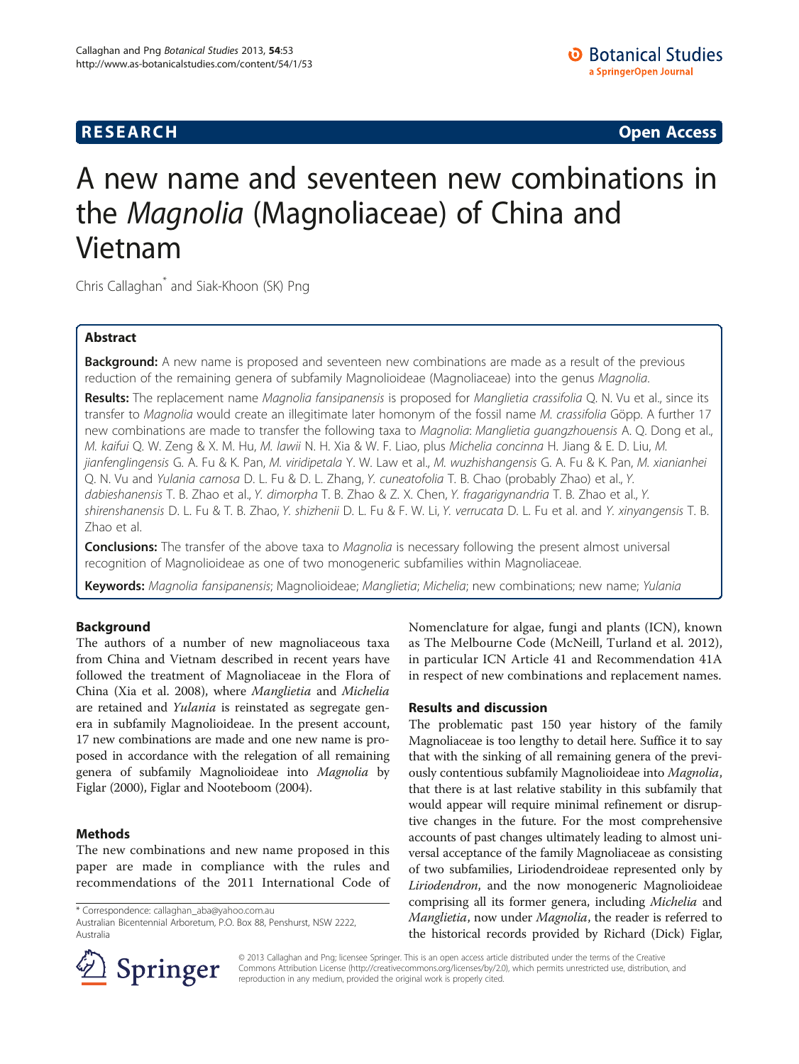**RESEARCH** **Open Access**

# A new name and seventeen new combinations in the *Magnolia* (Magnoliaceae) of China and Vietnam

Chris Callaghan* and Siak-Khoon (SK) Png

## Abstract

**Background:** A new name is proposed and seventeen new combinations are made as a result of the previous reduction of the remaining genera of subfamily Magnolioideae (Magnoliaceae) into the genus *Magnolia*.

**Results:** The replacement name *Magnolia fansipanensis* is proposed for *Manglietia crassifolia* Q. N. Vu et al., since its transfer to *Magnolia* would create an illegitimate later homonym of the fossil name *M. crassifolia* Göpp. A further 17 new combinations are made to transfer the following taxa to *Magnolia*: *Manglietia guangzhouensis* A. Q. Dong et al., *M. kaifui* Q. W. Zeng & X. M. Hu, *M. lawii* N. H. Xia & W. F. Liao, plus *Michelia concinna* H. Jiang & E. D. Liu, *M. jianfenglingensis* G. A. Fu & K. Pan, *M. viridipetala* Y. W. Law et al., *M. wuzhishangensis* G. A. Fu & K. Pan, *M. xianianhei* Q. N. Vu and *Yulania carnosa* D. L. Fu & D. L. Zhang, *Y. cuneatofolia* T. B. Chao (probably Zhao) et al., *Y. dabieshanensis* T. B. Zhao et al., *Y. dimorpha* T. B. Zhao & Z. X. Chen, *Y. fragarigynandria* T. B. Zhao et al., *Y. shirenshanensis* D. L. Fu & T. B. Zhao, *Y. shizhenii* D. L. Fu & F. W. Li, *Y. verrucata* D. L. Fu et al. and *Y. xinyangensis* T. B. Zhao et al.

**Conclusions:** The transfer of the above taxa to *Magnolia* is necessary following the present almost universal recognition of Magnolioideae as one of two monogeneric subfamilies within Magnoliaceae.

**Keywords:** *Magnolia fansipanensis*; Magnolioideae; *Manglietia*; *Michelia*; new combinations; new name; *Yulania*

## Background

The authors of a number of new magnoliaceous taxa from China and Vietnam described in recent years have followed the treatment of Magnoliaceae in the Flora of China (Xia et al. 2008), where *Manglietia* and *Michelia* are retained and *Yulania* is reinstated as segregate genera in subfamily Magnolioideae. In the present account, 17 new combinations are made and one new name is proposed in accordance with the relegation of all remaining genera of subfamily Magnolioideae into *Magnolia* by Figlar (2000), Figlar and Nooteboom (2004).

## Methods

The new combinations and new name proposed in this paper are made in compliance with the rules and recommendations of the 2011 International Code of Nomenclature for algae, fungi and plants (ICN), known as The Melbourne Code (McNeill, Turland et al. 2012), in particular ICN Article 41 and Recommendation 41A in respect of new combinations and replacement names.

## Results and discussion

The problematic past 150 year history of the family Magnoliaceae is too lengthy to detail here. Suffice it to say that with the sinking of all remaining genera of the previously contentious subfamily Magnolioideae into *Magnolia*, that there is at last relative stability in this subfamily that would appear will require minimal refinement or disruptive changes in the future. For the most comprehensive accounts of past changes ultimately leading to almost universal acceptance of the family Magnoliaceae as consisting of two subfamilies, Liriodendroideae represented only by *Liriodendron*, and the now monogeneric Magnolioideae comprising all its former genera, including *Michelia* and *Manglietia*, now under *Magnolia*, the reader is referred to the historical records provided by Richard (Dick) Figlar,

* Correspondence: callaghan_aba@yahoo.com.au
Australian Bicentennial Arboretum, P.O. Box 88, Penshurst, NSW 2222, Australia

© 2013 Callaghan and Png; licensee Springer. This is an open access article distributed under the terms of the Creative Commons Attribution License (http://creativecommons.org/licenses/by/2.0), which permits unrestricted use, distribution, and reproduction in any medium, provided the original work is properly cited.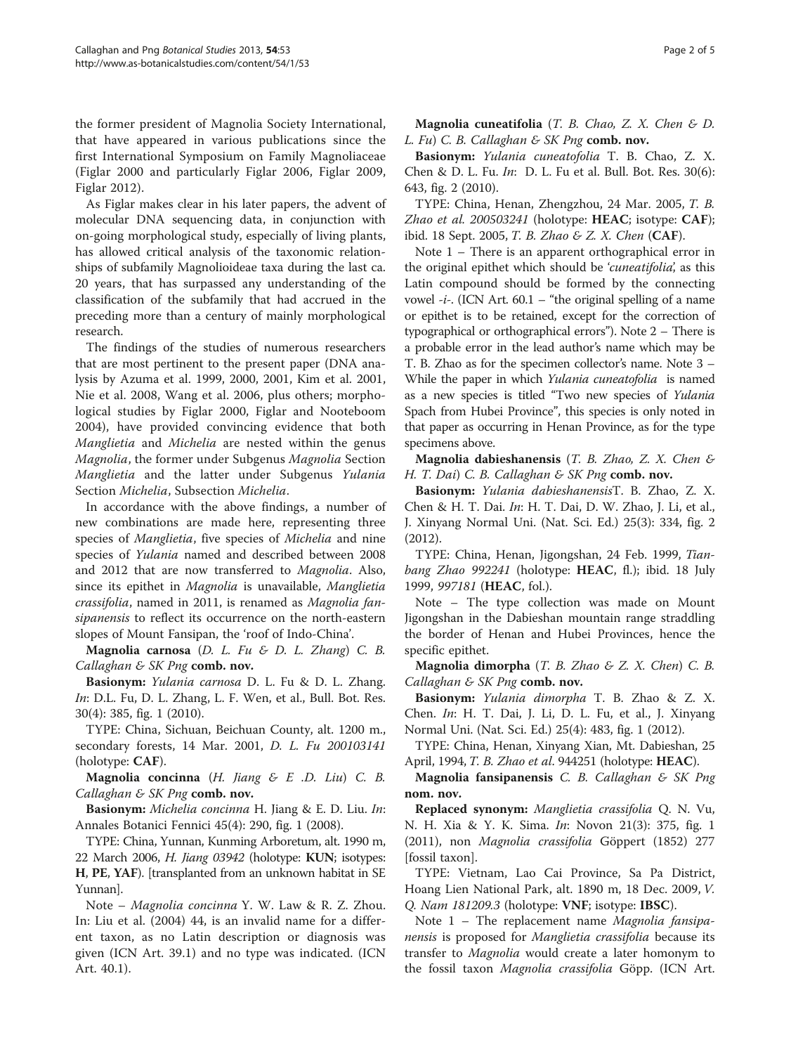the former president of Magnolia Society International, that have appeared in various publications since the first International Symposium on Family Magnoliaceae (Figlar 2000 and particularly Figlar 2006, Figlar 2009, Figlar 2012).

As Figlar makes clear in his later papers, the advent of molecular DNA sequencing data, in conjunction with on-going morphological study, especially of living plants, has allowed critical analysis of the taxonomic relationships of subfamily Magnolioideae taxa during the last ca. 20 years, that has surpassed any understanding of the classification of the subfamily that had accrued in the preceding more than a century of mainly morphological research.

The findings of the studies of numerous researchers that are most pertinent to the present paper (DNA analysis by Azuma et al. 1999, 2000, 2001, Kim et al. 2001, Nie et al. 2008, Wang et al. 2006, plus others; morphological studies by Figlar 2000, Figlar and Nooteboom 2004), have provided convincing evidence that both *Manglietia* and *Michelia* are nested within the genus *Magnolia*, the former under Subgenus *Magnolia* Section *Manglietia* and the latter under Subgenus *Yulania* Section *Michelia*, Subsection *Michelia*.

In accordance with the above findings, a number of new combinations are made here, representing three species of *Manglietia*, five species of *Michelia* and nine species of *Yulania* named and described between 2008 and 2012 that are now transferred to *Magnolia*. Also, since its epithet in *Magnolia* is unavailable, *Manglietia crassifolia*, named in 2011, is renamed as *Magnolia fansipanensis* to reflect its occurrence on the north-eastern slopes of Mount Fansipan, the 'roof of Indo-China'.

**Magnolia carnosa** (*D. L. Fu & D. L. Zhang*) *C. B. Callaghan & SK Png* **comb. nov.**

**Basionym:** *Yulania carnosa* D. L. Fu & D. L. Zhang. *In*: D.L. Fu, D. L. Zhang, L. F. Wen, et al., Bull. Bot. Res. 30(4): 385, fig. 1 (2010).

TYPE: China, Sichuan, Beichuan County, alt. 1200 m., secondary forests, 14 Mar. 2001, *D. L. Fu 200103141* (holotype: **CAF**).

**Magnolia concinna** (*H. Jiang & E .D. Liu*) *C. B. Callaghan & SK Png* **comb. nov.**

**Basionym:** *Michelia concinna* H. Jiang & E. D. Liu. *In*: Annales Botanici Fennici 45(4): 290, fig. 1 (2008).

TYPE: China, Yunnan, Kunming Arboretum, alt. 1990 m, 22 March 2006, *H. Jiang 03942* (holotype: **KUN**; isotypes: **H**, **PE**, **YAF**). [transplanted from an unknown habitat in SE Yunnan].

Note – *Magnolia concinna* Y. W. Law & R. Z. Zhou. In: Liu et al. (2004) 44, is an invalid name for a different taxon, as no Latin description or diagnosis was given (ICN Art. 39.1) and no type was indicated. (ICN Art. 40.1).

**Magnolia cuneatifolia** (*T. B. Chao, Z. X. Chen & D. L. Fu*) *C. B. Callaghan & SK Png* **comb. nov.**

**Basionym:** *Yulania cuneatofolia* T. B. Chao, Z. X. Chen & D. L. Fu. *In*: D. L. Fu et al. Bull. Bot. Res. 30(6): 643, fig. 2 (2010).

TYPE: China, Henan, Zhengzhou, 24 Mar. 2005, *T. B. Zhao et al. 200503241* (holotype: **HEAC**; isotype: **CAF**); ibid. 18 Sept. 2005, *T. B. Zhao & Z. X. Chen* (**CAF**).

Note 1 – There is an apparent orthographical error in the original epithet which should be '*cuneatifolia*', as this Latin compound should be formed by the connecting vowel -*i*-. (ICN Art. 60.1 – "the original spelling of a name or epithet is to be retained, except for the correction of typographical or orthographical errors"). Note 2 – There is a probable error in the lead author's name which may be T. B. Zhao as for the specimen collector's name. Note 3 – While the paper in which *Yulania cuneatofolia* is named as a new species is titled "Two new species of *Yulania* Spach from Hubei Province", this species is only noted in that paper as occurring in Henan Province, as for the type specimens above.

**Magnolia dabieshanensis** (*T. B. Zhao, Z. X. Chen & H. T. Dai*) *C. B. Callaghan & SK Png* **comb. nov.**

**Basionym:** *Yulania dabieshanensis*T. B. Zhao, Z. X. Chen & H. T. Dai. *In*: H. T. Dai, D. W. Zhao, J. Li, et al., J. Xinyang Normal Uni. (Nat. Sci. Ed.) 25(3): 334, fig. 2 (2012).

TYPE: China, Henan, Jigongshan, 24 Feb. 1999, *Tianbang Zhao 992241* (holotype: **HEAC**, fl.); ibid. 18 July 1999, *997181* (**HEAC**, fol.).

Note – The type collection was made on Mount Jigongshan in the Dabieshan mountain range straddling the border of Henan and Hubei Provinces, hence the specific epithet.

**Magnolia dimorpha** (*T. B. Zhao & Z. X. Chen*) *C. B. Callaghan & SK Png* **comb. nov.**

**Basionym:** *Yulania dimorpha* T. B. Zhao & Z. X. Chen. *In*: H. T. Dai, J. Li, D. L. Fu, et al., J. Xinyang Normal Uni. (Nat. Sci. Ed.) 25(4): 483, fig. 1 (2012).

TYPE: China, Henan, Xinyang Xian, Mt. Dabieshan, 25 April, 1994, *T. B. Zhao et al*. 944251 (holotype: **HEAC**).

**Magnolia fansipanensis** *C. B. Callaghan & SK Png* **nom. nov.**

**Replaced synonym:** *Manglietia crassifolia* Q. N. Vu, N. H. Xia & Y. K. Sima. *In*: Novon 21(3): 375, fig. 1 (2011), non *Magnolia crassifolia* Göppert (1852) 277 [fossil taxon].

TYPE: Vietnam, Lao Cai Province, Sa Pa District, Hoang Lien National Park, alt. 1890 m, 18 Dec. 2009, *V. Q. Nam 181209.3* (holotype: **VNF**; isotype: **IBSC**).

Note 1 – The replacement name *Magnolia fansipanensis* is proposed for *Manglietia crassifolia* because its transfer to *Magnolia* would create a later homonym to the fossil taxon *Magnolia crassifolia* Göpp. (ICN Art.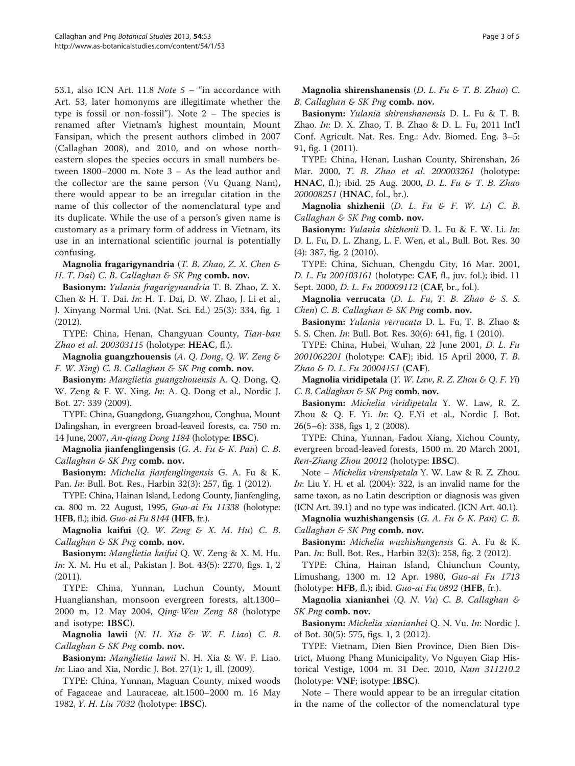53.1, also ICN Art. 11.8 *Note 5* – "in accordance with Art. 53, later homonyms are illegitimate whether the type is fossil or non-fossil"). Note 2 – The species is renamed after Vietnam's highest mountain, Mount Fansipan, which the present authors climbed in 2007 (Callaghan 2008), and 2010, and on whose northeastern slopes the species occurs in small numbers between 1800–2000 m. Note 3 – As the lead author and the collector are the same person (Vu Quang Nam), there would appear to be an irregular citation in the name of this collector of the nomenclatural type and its duplicate. While the use of a person's given name is customary as a primary form of address in Vietnam, its use in an international scientific journal is potentially confusing.

**Magnolia fragarigynandria** (*T. B. Zhao, Z. X. Chen & H. T. Dai*) *C. B. Callaghan & SK Png* **comb. nov.**

**Basionym:** *Yulania fragarigynandria* T. B. Zhao, Z. X. Chen & H. T. Dai. *In*: H. T. Dai, D. W. Zhao, J. Li et al., J. Xinyang Normal Uni. (Nat. Sci. Ed.) 25(3): 334, fig. 1 (2012).

TYPE: China, Henan, Changyuan County, *Tian-ban Zhao et al. 200303115* (holotype: **HEAC**, fl.).

**Magnolia guangzhouensis** (*A. Q. Dong, Q. W. Zeng & F. W. Xing*) *C. B. Callaghan & SK Png* **comb. nov.**

**Basionym:** *Manglietia guangzhouensis* A. Q. Dong, Q. W. Zeng & F. W. Xing. *In*: A. Q. Dong et al., Nordic J. Bot. 27: 339 (2009).

TYPE: China, Guangdong, Guangzhou, Conghua, Mount Dalingshan, in evergreen broad-leaved forests, ca. 750 m. 14 June, 2007, *An-qiang Dong 1184* (holotype: **IBSC**).

**Magnolia jianfenglingensis** (*G. A. Fu & K. Pan*) *C. B. Callaghan & SK Png* **comb. nov.**

**Basionym:** *Michelia jianfenglingensis* G. A. Fu & K. Pan. *In*: Bull. Bot. Res., Harbin 32(3): 257, fig. 1 (2012).

TYPE: China, Hainan Island, Ledong County, Jianfengling, ca. 800 m. 22 August, 1995, *Guo-ai Fu 11338* (holotype: **HFB**, fl.); ibid. *Guo-ai Fu 8144* (**HFB**, fr.).

**Magnolia kaifui** (*Q. W. Zeng & X. M. Hu*) *C. B. Callaghan & SK Png* **comb. nov.**

**Basionym:** *Manglietia kaifui* Q. W. Zeng & X. M. Hu. *In*: X. M. Hu et al., Pakistan J. Bot. 43(5): 2270, figs. 1, 2 (2011).

TYPE: China, Yunnan, Luchun County, Mount Huanglianshan, monsoon evergreen forests, alt.1300–2000 m, 12 May 2004, *Qing-Wen Zeng 88* (holotype and isotype: **IBSC**).

**Magnolia lawii** (*N. H. Xia & W. F. Liao*) *C. B. Callaghan & SK Png* **comb. nov.**

**Basionym:** *Manglietia lawii* N. H. Xia & W. F. Liao. *In*: Liao and Xia, Nordic J. Bot. 27(1): 1, ill. (2009).

TYPE: China, Yunnan, Maguan County, mixed woods of Fagaceae and Lauraceae, alt.1500–2000 m. 16 May 1982, *Y. H. Liu 7032* (holotype: **IBSC**).

**Magnolia shirenshanensis** (*D. L. Fu & T. B. Zhao*) *C. B. Callaghan & SK Png* **comb. nov.**

**Basionym:** *Yulania shirenshanensis* D. L. Fu & T. B. Zhao. *In*: D. X. Zhao, T. B. Zhao & D. L. Fu, 2011 Int'l Conf. Agricult. Nat. Res. Eng.: Adv. Biomed. Eng. 3–5: 91, fig. 1 (2011).

TYPE: China, Henan, Lushan County, Shirenshan, 26 Mar. 2000, *T. B. Zhao et al. 200003261* (holotype: **HNAC**, fl.); ibid. 25 Aug. 2000, *D. L. Fu & T. B. Zhao 200008251* (**HNAC**, fol., br.).

**Magnolia shizhenii** (*D. L. Fu & F. W. Li*) *C. B. Callaghan & SK Png* **comb. nov.**

**Basionym:** *Yulania shizhenii* D. L. Fu & F. W. Li. *In*: D. L. Fu, D. L. Zhang, L. F. Wen, et al., Bull. Bot. Res. 30 (4): 387, fig. 2 (2010).

TYPE: China, Sichuan, Chengdu City, 16 Mar. 2001, *D. L. Fu 200103161* (holotype: **CAF**, fl., juv. fol.); ibid. 11 Sept. 2000, *D. L. Fu 200009112* (**CAF**, br., fol.).

**Magnolia verrucata** (*D. L. Fu, T. B. Zhao & S. S. Chen*) *C. B. Callaghan & SK Png* **comb. nov.**

**Basionym:** *Yulania verrucata* D. L. Fu, T. B. Zhao & S. S. Chen. *In*: Bull. Bot. Res. 30(6): 641, fig. 1 (2010).

TYPE: China, Hubei, Wuhan, 22 June 2001, *D. L. Fu 2001062201* (holotype: **CAF**); ibid. 15 April 2000, *T. B. Zhao & D. L. Fu 20004151* (**CAF**).

**Magnolia viridipetala** (*Y. W. Law, R. Z. Zhou & Q. F. Yi*) *C. B. Callaghan & SK Png* **comb. nov.**

**Basionym:** *Michelia viridipetala* Y. W. Law, R. Z. Zhou & Q. F. Yi. *In*: Q. F.Yi et al., Nordic J. Bot. 26(5–6): 338, figs 1, 2 (2008).

TYPE: China, Yunnan, Fadou Xiang, Xichou County, evergreen broad-leaved forests, 1500 m. 20 March 2001, *Ren-Zhang Zhou 20012* (holotype: **IBSC**).

Note – *Michelia virensipetala* Y. W. Law & R. Z. Zhou. *In*: Liu Y. H. et al. (2004): 322, is an invalid name for the same taxon, as no Latin description or diagnosis was given (ICN Art. 39.1) and no type was indicated. (ICN Art. 40.1).

**Magnolia wuzhishangensis** (*G. A. Fu & K. Pan*) *C. B. Callaghan & SK Png* **comb. nov.**

**Basionym:** *Michelia wuzhishangensis* G. A. Fu & K. Pan. *In*: Bull. Bot. Res., Harbin 32(3): 258, fig. 2 (2012).

TYPE: China, Hainan Island, Chiunchun County, Limushang, 1300 m. 12 Apr. 1980, *Guo-ai Fu 1713* (holotype: **HFB**, fl.); ibid. *Guo-ai Fu 0892* (**HFB**, fr.).

**Magnolia xianianhei** (*Q. N. Vu*) *C. B. Callaghan & SK Png* **comb. nov.**

**Basionym:** *Michelia xianianhei* Q. N. Vu. *In*: Nordic J. of Bot. 30(5): 575, figs. 1, 2 (2012).

TYPE: Vietnam, Dien Bien Province, Dien Bien District, Muong Phang Municipality, Vo Nguyen Giap Historical Vestige, 1004 m. 31 Dec. 2010, *Nam 311210.2* (holotype: **VNF**; isotype: **IBSC**).

Note – There would appear to be an irregular citation in the name of the collector of the nomenclatural type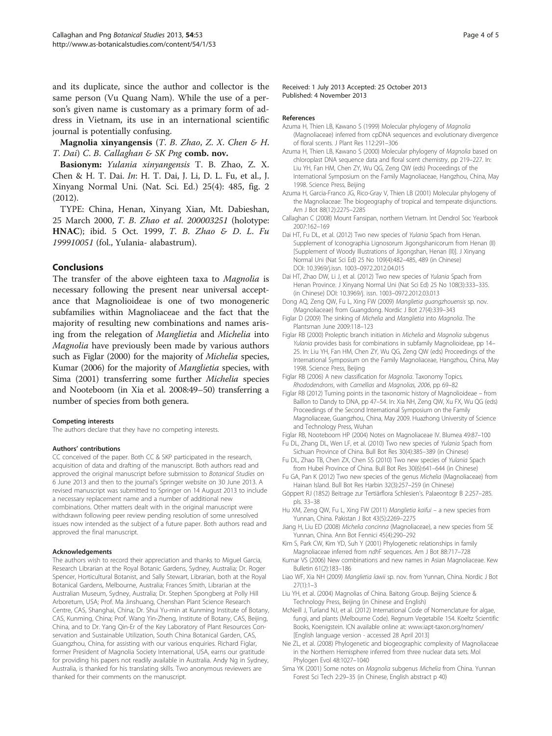and its duplicate, since the author and collector is the same person (Vu Quang Nam). While the use of a person's given name is customary as a primary form of address in Vietnam, its use in an international scientific journal is potentially confusing.

**Magnolia xinyangensis** (*T. B. Zhao, Z. X. Chen & H. T. Dai*) *C. B. Callaghan & SK Png* **comb. nov.**

**Basionym:** *Yulania xinyangensis* T. B. Zhao, Z. X. Chen & H. T. Dai. *In*: H. T. Dai, J. Li, D. L. Fu, et al., J. Xinyang Normal Uni. (Nat. Sci. Ed.) 25(4): 485, fig. 2 (2012).

TYPE: China, Henan, Xinyang Xian, Mt. Dabieshan, 25 March 2000, *T. B. Zhao et al. 200003251* (holotype: **HNAC**); ibid. 5 Oct. 1999, *T. B. Zhao & D. L. Fu 199910051* (fol., Yulania- alabastrum).

## Conclusions

The transfer of the above eighteen taxa to *Magnolia* is necessary following the present near universal acceptance that Magnolioideae is one of two monogeneric subfamilies within Magnoliaceae and the fact that the majority of resulting new combinations and names arising from the relegation of *Manglietia* and *Michelia* into *Magnolia* have previously been made by various authors such as Figlar (2000) for the majority of *Michelia* species, Kumar (2006) for the majority of *Manglietia* species, with Sima (2001) transferring some further *Michelia* species and Nooteboom (in Xia et al. 2008:49–50) transferring a number of species from both genera.

#### Competing interests

The authors declare that they have no competing interests.

#### Authors' contributions

CC conceived of the paper. Both CC & SKP participated in the research, acquisition of data and drafting of the manuscript. Both authors read and approved the original manuscript before submission to *Botanical Studies* on 6 June 2013 and then to the journal's Springer website on 30 June 2013. A revised manuscript was submitted to Springer on 14 August 2013 to include a necessary replacement name and a number of additional new combinations. Other matters dealt with in the original manuscript were withdrawn following peer review pending resolution of some unresolved issues now intended as the subject of a future paper. Both authors read and approved the final manuscript.

#### Acknowledgements

The authors wish to record their appreciation and thanks to Miguel Garcia, Research Librarian at the Royal Botanic Gardens, Sydney, Australia; Dr. Roger Spencer, Horticultural Botanist, and Sally Stewart, Librarian, both at the Royal Botanical Gardens, Melbourne, Australia; Frances Smith, Librarian at the Australian Museum, Sydney, Australia; Dr. Stephen Spongberg at Polly Hill Arboretum, USA; Prof. Ma Jinshuang, Chenshan Plant Science Research Centre, CAS, Shanghai, China; Dr. Shui Yu-min at Kunming Institute of Botany, CAS, Kunming, China; Prof. Wang Yin-Zheng, Institute of Botany, CAS, Beijing, China, and to Dr. Yang Qin-Er of the Key Laboratory of Plant Resources Conservation and Sustainable Utilization, South China Botanical Garden, CAS, Guangzhou, China, for assisting with our various enquiries. Richard Figlar, former President of Magnolia Society International, USA, earns our gratitude for providing his papers not readily available in Australia. Andy Ng in Sydney, Australia, is thanked for his translating skills. Two anonymous reviewers are thanked for their comments on the manuscript.

Received: 1 July 2013 Accepted: 25 October 2013
Published: 4 November 2013

#### References

Azuma H, Thien LB, Kawano S (1999) Molecular phylogeny of *Magnolia* (Magnoliaceae) inferred from cpDNA sequences and evolutionary divergence of floral scents. J Plant Res 112:291–306

Azuma H, Thien LB, Kawano S (2000) Molecular phylogeny of *Magnolia* based on chloroplast DNA sequence data and floral scent chemistry, pp 219–227. In: Liu YH, Fan HM, Chen ZY, Wu QG, Zeng QW (eds) Proceedings of the International Symposium on the Family Magnoliaceae, Hangzhou, China, May 1998. Science Press, Beijing

Azuma H, Garcia-Franco JG, Rico-Gray V, Thien LB (2001) Molecular phylogeny of the Magnoliaceae: The biogeography of tropical and temperate disjunctions. Am J Bot 88(12):2275–2285

Callaghan C (2008) Mount Fansipan, northern Vietnam. Int Dendrol Soc Yearbook 2007:162–169

Dai HT, Fu DL, et al. (2012) Two new species of *Yulania* Spach from Henan. Supplement of Iconographia Lignosorum Jigongshanicorum from Henan (II) [Supplement of Woody Illustrations of Jigongshan, Henan (II)]. J Xinyang Normal Uni (Nat Sci Ed) 25 No 109(4):482–485, 489 (in Chinese) DOI: 10.3969/j.issn. 1003–0972.2012.04.015

Dai HT, Zhao DW, Li J, et al. (2012) Two new species of *Yulania* Spach from Henan Province. J Xinyang Normal Uni (Nat Sci Ed) 25 No 108(3):333–335. (in Chinese) DOI: 10.3969/j. issn. 1003–0972.2012.03.013

Dong AQ, Zeng QW, Fu L, Xing FW (2009) *Manglietia guangzhouensis* sp. nov. (Magnoliaceae) from Guangdong. Nordic J Bot 27(4):339–343

Figlar D (2009) The sinking of *Michelia* and *Manglietia* into *Magnolia*. The Plantsman June 2009:118–123

Figlar RB (2000) Proleptic branch initiation in *Michelia* and *Magnolia* subgenus *Yulania* provides basis for combinations in subfamily Magnolioideae, pp 14–25. In: Liu YH, Fan HM, Chen ZY, Wu QG, Zeng QW (eds) Proceedings of the International Symposium on the Family Magnoliaceae, Hangzhou, China, May 1998. Science Press, Beijing

Figlar RB (2006) A new classification for *Magnolia*. Taxonomy Topics. *Rhododendrons*, with *Camellias* and *Magnolias, 2006*, pp 69–82

Figlar RB (2012) Turning points in the taxonomic history of Magnolioideae – from Baillon to Dandy to DNA, pp 47–54. In: Xia NH, Zeng QW, Xu FX, Wu QG (eds) Proceedings of the Second International Symposium on the Family Magnoliaceae, Guangzhou, China, May 2009. Huazhong University of Science and Technology Press, Wuhan

Figlar RB, Nooteboom HP (2004) Notes on Magnoliaceae IV. Blumea 49:87–100

Fu DL, Zhang DL, Wen LF, et al. (2010) Two new species of *Yulania* Spach from Sichuan Province of China. Bull Bot Res 30(4):385–389 (in Chinese)

Fu DL, Zhao TB, Chen ZX, Chen SS (2010) Two new species of *Yulania* Spach from Hubei Province of China. Bull Bot Res 30(6):641–644 (in Chinese)

Fu GA, Pan K (2012) Two new species of the genus *Michelia* (Magnoliaceae) from Hainan Island. Bull Bot Res Harbin 32(3):257–259 (in Chinese)

Göppert RJ (1852) Beitrage zur Tertiärflora Schlesien's. Palaeontogr B 2:257–285. pls. 33–38

Hu XM, Zeng QW, Fu L, Xing FW (2011) *Manglietia kaifui* – a new species from Yunnan, China. Pakistan J Bot 43(5):2269–2275

Jiang H, Liu ED (2008) *Michelia concinna* (Magnoliaceae), a new species from SE Yunnan, China. Ann Bot Fennici 45(4):290–292

Kim S, Park CW, Kim YD, Suh Y (2001) Phylogenetic relationships in family Magnoliaceae inferred from *ndh*F sequences. Am J Bot 88:717–728

Kumar VS (2006) New combinations and new names in Asian Magnoliaceae. Kew Bulletin 61(2):183–186

Liao WF, Xia NH (2009) *Manglietia lawii* sp. nov. from Yunnan, China. Nordic J Bot 27(1):1–3

Liu YH, et al. (2004) Magnolias of China. Baitong Group. Beijing Science & Technology Press, Beijing (in Chinese and English)

McNeill J, Turland NJ, et al. (2012) International Code of Nomenclature for algae, fungi, and plants (Melbourne Code). Regnum Vegetabile 154. Koeltz Scientific Books, Koenigstein. ICN available online at: www.iapt-taxon.org/nomen/ [English language version - accessed 28 April 2013]

Nie ZL, et al. (2008) Phylogenetic and biogeographic complexity of Magnoliaceae in the Northern Hemisphere inferred from three nuclear data sets. Mol Phylogen Evol 48:1027–1040

Sima YK (2001) Some notes on *Magnolia* subgenus *Michelia* from China. Yunnan Forest Sci Tech 2:29–35 (in Chinese, English abstract p 40)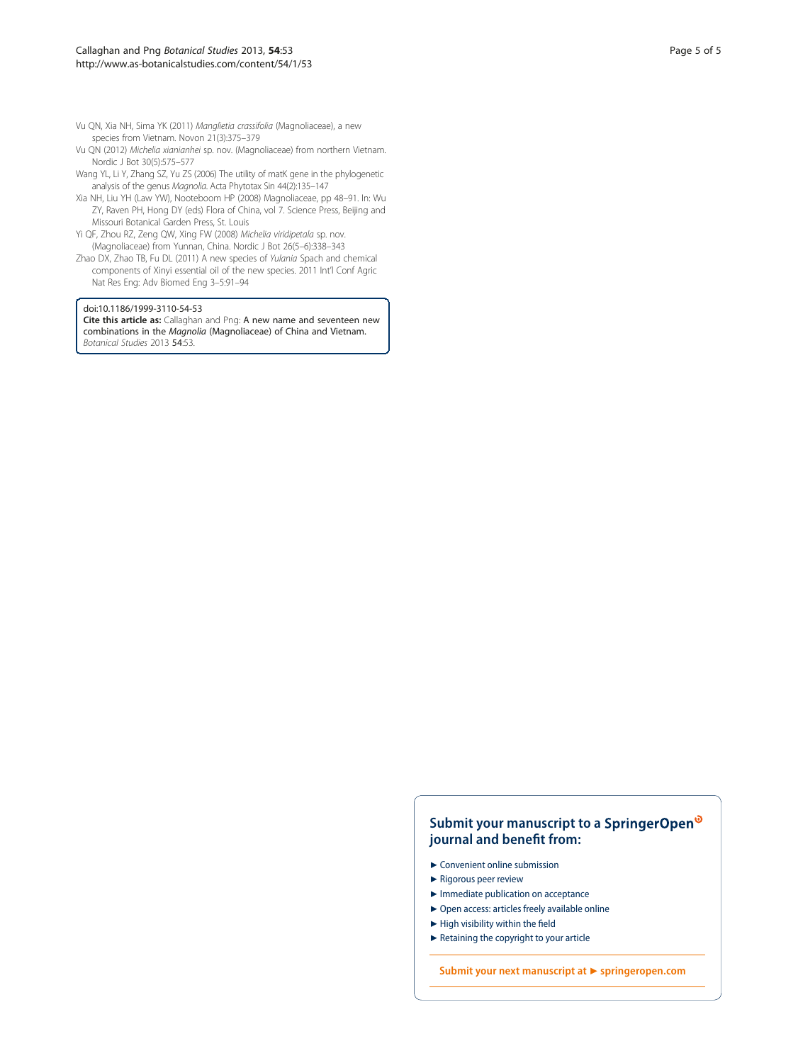Vu QN, Xia NH, Sima YK (2011) *Manglietia crassifolia* (Magnoliaceae), a new species from Vietnam. Novon 21(3):375–379

Vu QN (2012) *Michelia xianianhei* sp. nov. (Magnoliaceae) from northern Vietnam. Nordic J Bot 30(5):575–577

Wang YL, Li Y, Zhang SZ, Yu ZS (2006) The utility of matK gene in the phylogenetic analysis of the genus *Magnolia*. Acta Phytotax Sin 44(2):135–147

Xia NH, Liu YH (Law YW), Nooteboom HP (2008) Magnoliaceae, pp 48–91. In: Wu ZY, Raven PH, Hong DY (eds) Flora of China, vol 7. Science Press, Beijing and Missouri Botanical Garden Press, St. Louis

Yi QF, Zhou RZ, Zeng QW, Xing FW (2008) *Michelia viridipetala* sp. nov. (Magnoliaceae) from Yunnan, China. Nordic J Bot 26(5–6):338–343

Zhao DX, Zhao TB, Fu DL (2011) A new species of *Yulania* Spach and chemical components of Xinyi essential oil of the new species. 2011 Int'l Conf Agric Nat Res Eng: Adv Biomed Eng 3–5:91–94

doi:10.1186/1999-3110-54-53

**Cite this article as:** Callaghan and Png: A new name and seventeen new combinations in the *Magnolia* (Magnoliaceae) of China and Vietnam. *Botanical Studies* 2013 **54**:53.

**Submit your manuscript to a SpringerOpen journal and benefit from:**

- ► Convenient online submission
- ► Rigorous peer review
- ► Immediate publication on acceptance
- ► Open access: articles freely available online
- ► High visibility within the field
- ► Retaining the copyright to your article

**Submit your next manuscript at ► springeropen.com**